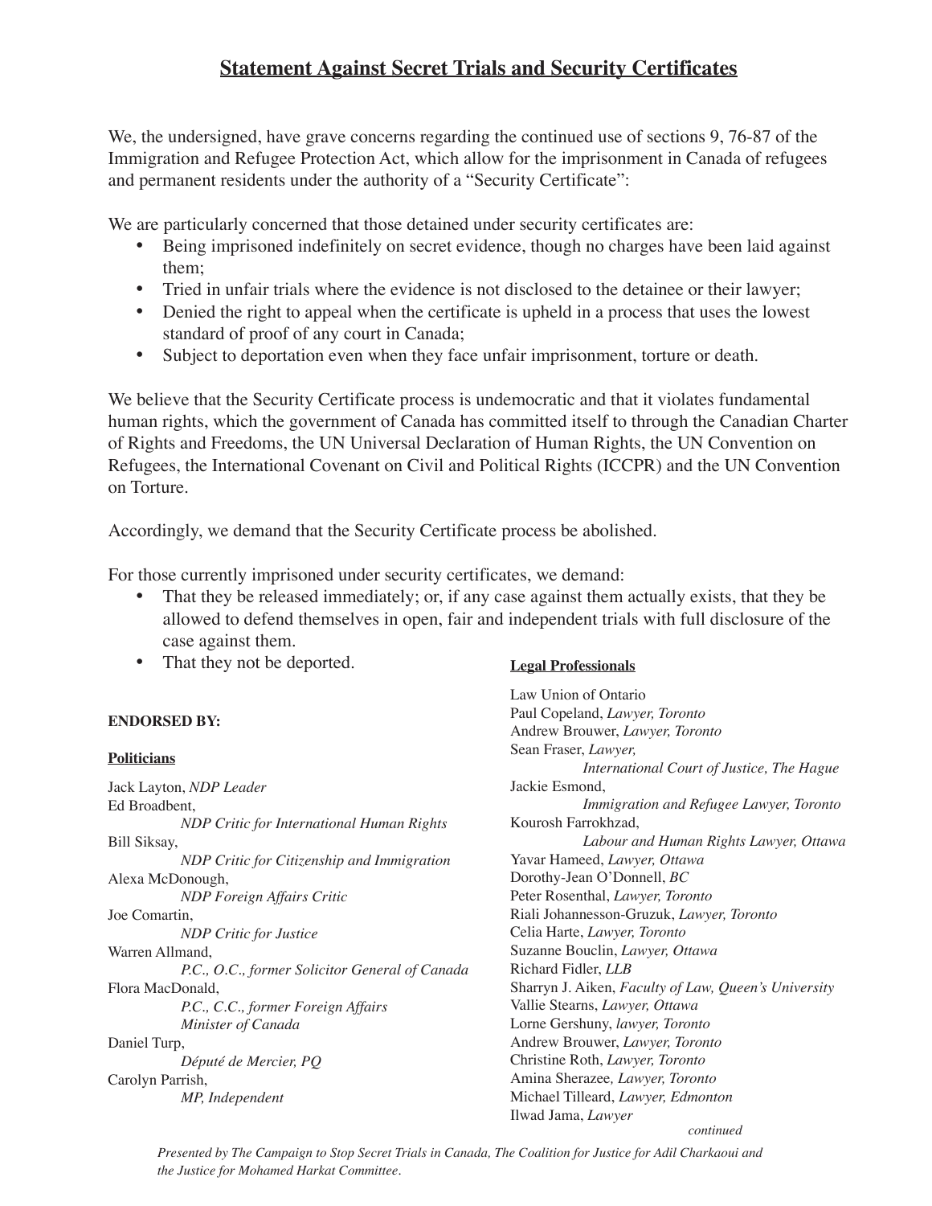# Statement Against Secret Trials and Security Certificates

We, the undersigned, have grave concerns regarding the continued use of sections 9, 76-87 of the Immigration and Refugee Protection Act, which allow for the imprisonment in Canada of refugees and permanent residents under the authority of a "Security Certificate":

We are particularly concerned that those detained under security certificates are:

- Being imprisoned indefinitely on secret evidence, though no charges have been laid against them;
- Tried in unfair trials where the evidence is not disclosed to the detainee or their lawyer;
- Denied the right to appeal when the certificate is upheld in a process that uses the lowest standard of proof of any court in Canada;
- Subject to deportation even when they face unfair imprisonment, torture or death.

We believe that the Security Certificate process is undemocratic and that it violates fundamental human rights, which the government of Canada has committed itself to through the Canadian Charter of Rights and Freedoms, the UN Universal Declaration of Human Rights, the UN Convention on Refugees, the International Covenant on Civil and Political Rights (ICCPR) and the UN Convention on Torture.

Accordingly, we demand that the Security Certificate process be abolished.

For those currently imprisoned under security certificates, we demand:

- That they be released immediately; or, if any case against them actually exists, that they be allowed to defend themselves in open, fair and independent trials with full disclosure of the case against them.
- That they not be deported.

**ENDORSED BY:**

**Politicians**

Jack Layton, *NDP Leader*
Ed Broadbent, *NDP Critic for International Human Rights*
Bill Siksay, *NDP Critic for Citizenship and Immigration*
Alexa McDonough, *NDP Foreign Affairs Critic*
Joe Comartin, *NDP Critic for Justice*
Warren Allmand, *P.C., O.C., former Solicitor General of Canada*
Flora MacDonald, *P.C., C.C., former Foreign Affairs Minister of Canada*
Daniel Turp, *Député de Mercier, PQ*
Carolyn Parrish, *MP, Independent*

**Legal Professionals**

Law Union of Ontario
Paul Copeland, *Lawyer, Toronto*
Andrew Brouwer, *Lawyer, Toronto*
Sean Fraser, *Lawyer, International Court of Justice, The Hague*
Jackie Esmond, *Immigration and Refugee Lawyer, Toronto*
Kourosh Farrokhzad, *Labour and Human Rights Lawyer, Ottawa*
Yavar Hameed, *Lawyer, Ottawa*
Dorothy-Jean O'Donnell, *BC*
Peter Rosenthal, *Lawyer, Toronto*
Riali Johannesson-Gruzuk, *Lawyer, Toronto*
Celia Harte, *Lawyer, Toronto*
Suzanne Bouclin, *Lawyer, Ottawa*
Richard Fidler, *LLB*
Sharryn J. Aiken, *Faculty of Law, Queen's University*
Vallie Stearns, *Lawyer, Ottawa*
Lorne Gershuny, *lawyer, Toronto*
Andrew Brouwer, *Lawyer, Toronto*
Christine Roth, *Lawyer, Toronto*
Amina Sherazee, *Lawyer, Toronto*
Michael Tilleard, *Lawyer, Edmonton*
Ilwad Jama, *Lawyer*

*continued*

*Presented by The Campaign to Stop Secret Trials in Canada, The Coalition for Justice for Adil Charkaoui and the Justice for Mohamed Harkat Committee.*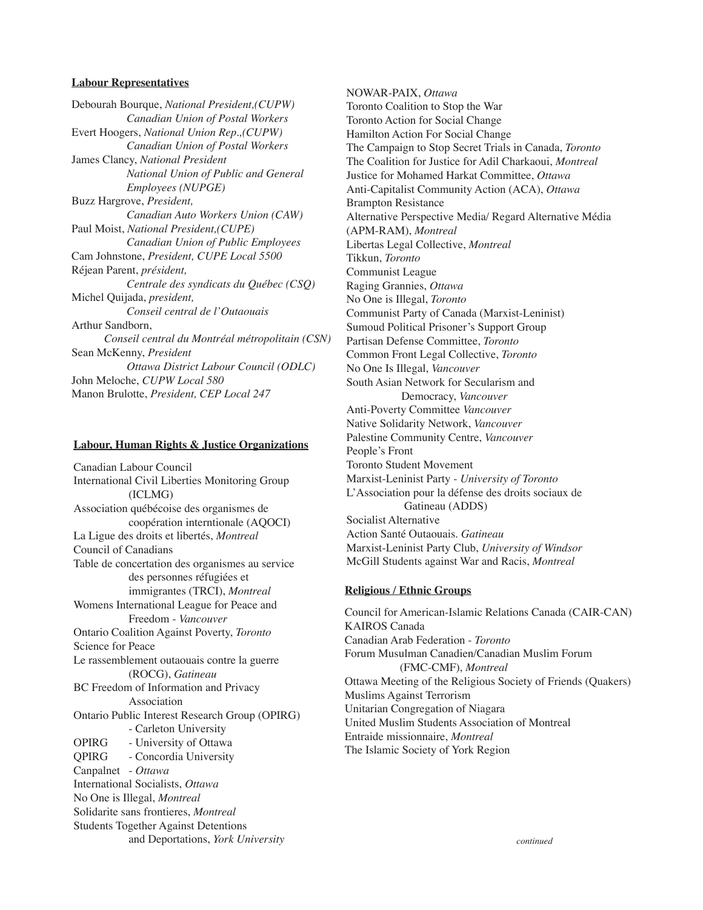**Labour Representatives**

Debourah Bourque, *National President,(CUPW)*
*Canadian Union of Postal Workers*
Evert Hoogers, *National Union Rep.,(CUPW)*
*Canadian Union of Postal Workers*
James Clancy, *National President*
*National Union of Public and General Employees (NUPGE)*
Buzz Hargrove, *President,*
*Canadian Auto Workers Union (CAW)*
Paul Moist, *National President,(CUPE)*
*Canadian Union of Public Employees*
Cam Johnstone, *President, CUPE Local 5500*
Réjean Parent, *président,*
*Centrale des syndicats du Québec (CSQ)*
Michel Quijada, *president,*
*Conseil central de l'Outaouais*
Arthur Sandborn,
*Conseil central du Montréal métropolitain (CSN)*
Sean McKenny, *President*
*Ottawa District Labour Council (ODLC)*
John Meloche, *CUPW Local 580*
Manon Brulotte, *President, CEP Local 247*

**Labour, Human Rights & Justice Organizations**

Canadian Labour Council
International Civil Liberties Monitoring Group (ICLMG)
Association québécoise des organismes de coopération interntionale (AQOCI)
La Ligue des droits et libertés, *Montreal*
Council of Canadians
Table de concertation des organismes au service des personnes réfugiées et immigrantes (TRCI), *Montreal*
Womens International League for Peace and Freedom - *Vancouver*
Ontario Coalition Against Poverty, *Toronto*
Science for Peace
Le rassemblement outaouais contre la guerre (ROCG), *Gatineau*
BC Freedom of Information and Privacy Association
Ontario Public Interest Research Group (OPIRG) - Carleton University
OPIRG - University of Ottawa
QPIRG - Concordia University
Canpalnet - *Ottawa*
International Socialists, *Ottawa*
No One is Illegal, *Montreal*
Solidarite sans frontieres, *Montreal*
Students Together Against Detentions and Deportations, *York University*
NOWAR-PAIX, *Ottawa*
Toronto Coalition to Stop the War
Toronto Action for Social Change
Hamilton Action For Social Change
The Campaign to Stop Secret Trials in Canada, *Toronto*
The Coalition for Justice for Adil Charkaoui, *Montreal*
Justice for Mohamed Harkat Committee, *Ottawa*
Anti-Capitalist Community Action (ACA), *Ottawa*
Brampton Resistance
Alternative Perspective Media/ Regard Alternative Média (APM-RAM), *Montreal*
Libertas Legal Collective, *Montreal*
Tikkun, *Toronto*
Communist League
Raging Grannies, *Ottawa*
No One is Illegal, *Toronto*
Communist Party of Canada (Marxist-Leninist)
Sumoud Political Prisoner's Support Group
Partisan Defense Committee, *Toronto*
Common Front Legal Collective, *Toronto*
No One Is Illegal, *Vancouver*
South Asian Network for Secularism and Democracy, *Vancouver*
Anti-Poverty Committee *Vancouver*
Native Solidarity Network, *Vancouver*
Palestine Community Centre, *Vancouver*
People's Front
Toronto Student Movement
Marxist-Leninist Party - *University of Toronto*
L'Association pour la défense des droits sociaux de Gatineau (ADDS)
Socialist Alternative
Action Santé Outaouais. *Gatineau*
Marxist-Leninist Party Club, *University of Windsor*
McGill Students against War and Racis, *Montreal*

**Religious / Ethnic Groups**

Council for American-Islamic Relations Canada (CAIR-CAN)
KAIROS Canada
Canadian Arab Federation - *Toronto*
Forum Musulman Canadien/Canadian Muslim Forum (FMC-CMF), *Montreal*
Ottawa Meeting of the Religious Society of Friends (Quakers)
Muslims Against Terrorism
Unitarian Congregation of Niagara
United Muslim Students Association of Montreal
Entraide missionnaire, *Montreal*
The Islamic Society of York Region

*continued*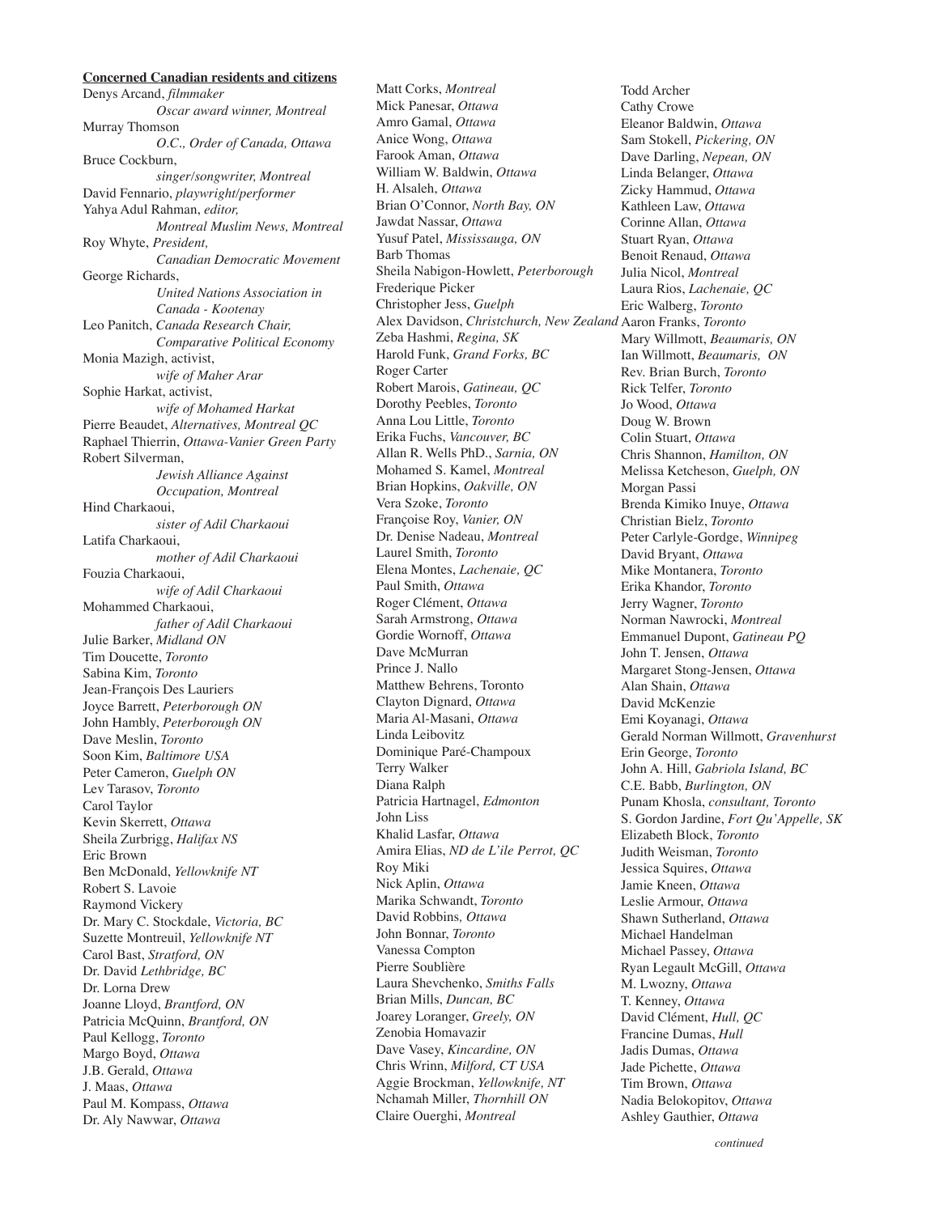**Concerned Canadian residents and citizens**

Denys Arcand, *filmmaker*
*Oscar award winner, Montreal*
Murray Thomson
*O.C., Order of Canada, Ottawa*
Bruce Cockburn,
*singer/songwriter, Montreal*
David Fennario, *playwright/performer*
Yahya Adul Rahman, *editor,*
*Montreal Muslim News, Montreal*
Roy Whyte, *President,*
*Canadian Democratic Movement*
George Richards,
*United Nations Association in Canada - Kootenay*
Leo Panitch, *Canada Research Chair, Comparative Political Economy*
Monia Mazigh, activist,
*wife of Maher Arar*
Sophie Harkat, activist,
*wife of Mohamed Harkat*
Pierre Beaudet, *Alternatives, Montreal QC*
Raphael Thierrin, *Ottawa-Vanier Green Party*
Robert Silverman,
*Jewish Alliance Against Occupation, Montreal*
Hind Charkaoui,
*sister of Adil Charkaoui*
Latifa Charkaoui,
*mother of Adil Charkaoui*
Fouzia Charkaoui,
*wife of Adil Charkaoui*
Mohammed Charkaoui,
*father of Adil Charkaoui*
Julie Barker, *Midland ON*
Tim Doucette, *Toronto*
Sabina Kim, *Toronto*
Jean-François Des Lauriers
Joyce Barrett, *Peterborough ON*
John Hambly, *Peterborough ON*
Dave Meslin, *Toronto*
Soon Kim, *Baltimore USA*
Peter Cameron, *Guelph ON*
Lev Tarasov, *Toronto*
Carol Taylor
Kevin Skerrett, *Ottawa*
Sheila Zurbrigg, *Halifax NS*
Eric Brown
Ben McDonald, *Yellowknife NT*
Robert S. Lavoie
Raymond Vickery
Dr. Mary C. Stockdale, *Victoria, BC*
Suzette Montreuil, *Yellowknife NT*
Carol Bast, *Stratford, ON*
Dr. David *Lethbridge, BC*
Dr. Lorna Drew
Joanne Lloyd, *Brantford, ON*
Patricia McQuinn, *Brantford, ON*
Paul Kellogg, *Toronto*
Margo Boyd, *Ottawa*
J.B. Gerald, *Ottawa*
J. Maas, *Ottawa*
Paul M. Kompass, *Ottawa*
Dr. Aly Nawwar, *Ottawa*

Matt Corks, *Montreal*
Mick Panesar, *Ottawa*
Amro Gamal, *Ottawa*
Anice Wong, *Ottawa*
Farook Aman, *Ottawa*
William W. Baldwin, *Ottawa*
H. Alsaleh, *Ottawa*
Brian O'Connor, *North Bay, ON*
Jawdat Nassar, *Ottawa*
Yusuf Patel, *Mississauga, ON*
Barb Thomas
Sheila Nabigon-Howlett, *Peterborough*
Frederique Picker
Christopher Jess, *Guelph*
Alex Davidson, *Christchurch, New Zealand*
Zeba Hashmi, *Regina, SK*
Harold Funk, *Grand Forks, BC*
Roger Carter
Robert Marois, *Gatineau, QC*
Dorothy Peebles, *Toronto*
Anna Lou Little, *Toronto*
Erika Fuchs, *Vancouver, BC*
Allan R. Wells PhD., *Sarnia, ON*
Mohamed S. Kamel, *Montreal*
Brian Hopkins, *Oakville, ON*
Vera Szoke, *Toronto*
Françoise Roy, *Vanier, ON*
Dr. Denise Nadeau, *Montreal*
Laurel Smith, *Toronto*
Elena Montes, *Lachenaie, QC*
Paul Smith, *Ottawa*
Roger Clément, *Ottawa*
Sarah Armstrong, *Ottawa*
Gordie Wornoff, *Ottawa*
Dave McMurran
Prince J. Nallo
Matthew Behrens, Toronto
Clayton Dignard, *Ottawa*
Maria Al-Masani, *Ottawa*
Linda Leibovitz
Dominique Paré-Champoux
Terry Walker
Diana Ralph
Patricia Hartnagel, *Edmonton*
John Liss
Khalid Lasfar, *Ottawa*
Amira Elias, *ND de L'ile Perrot, QC*
Roy Miki
Nick Aplin, *Ottawa*
Marika Schwandt, *Toronto*
David Robbins, *Ottawa*
John Bonnar, *Toronto*
Vanessa Compton
Pierre Soublière
Laura Shevchenko, *Smiths Falls*
Brian Mills, *Duncan, BC*
Joarey Loranger, *Greely, ON*
Zenobia Homavazir
Dave Vasey, *Kincardine, ON*
Chris Wrinn, *Milford, CT USA*
Aggie Brockman, *Yellowknife, NT*
Nchamah Miller, *Thornhill ON*
Claire Ouerghi, *Montreal*

Todd Archer
Cathy Crowe
Eleanor Baldwin, *Ottawa*
Sam Stokell, *Pickering, ON*
Dave Darling, *Nepean, ON*
Linda Belanger, *Ottawa*
Zicky Hammud, *Ottawa*
Kathleen Law, *Ottawa*
Corinne Allan, *Ottawa*
Stuart Ryan, *Ottawa*
Benoit Renaud, *Ottawa*
Julia Nicol, *Montreal*
Laura Rios, *Lachenaie, QC*
Eric Walberg, *Toronto*
Aaron Franks, *Toronto*
Mary Willmott, *Beaumaris, ON*
Ian Willmott, *Beaumaris, ON*
Rev. Brian Burch, *Toronto*
Rick Telfer, *Toronto*
Jo Wood, *Ottawa*
Doug W. Brown
Colin Stuart, *Ottawa*
Chris Shannon, *Hamilton, ON*
Melissa Ketcheson, *Guelph, ON*
Morgan Passi
Brenda Kimiko Inuye, *Ottawa*
Christian Bielz, *Toronto*
Peter Carlyle-Gordge, *Winnipeg*
David Bryant, *Ottawa*
Mike Montanera, *Toronto*
Erika Khandor, *Toronto*
Jerry Wagner, *Toronto*
Norman Nawrocki, *Montreal*
Emmanuel Dupont, *Gatineau PQ*
John T. Jensen, *Ottawa*
Margaret Stong-Jensen, *Ottawa*
Alan Shain, *Ottawa*
David McKenzie
Emi Koyanagi, *Ottawa*
Gerald Norman Willmott, *Gravenhurst*
Erin George, *Toronto*
John A. Hill, *Gabriola Island, BC*
C.E. Babb, *Burlington, ON*
Punam Khosla, *consultant, Toronto*
S. Gordon Jardine, *Fort Qu'Appelle, SK*
Elizabeth Block, *Toronto*
Judith Weisman, *Toronto*
Jessica Squires, *Ottawa*
Jamie Kneen, *Ottawa*
Leslie Armour, *Ottawa*
Shawn Sutherland, *Ottawa*
Michael Handelman
Michael Passey, *Ottawa*
Ryan Legault McGill, *Ottawa*
M. Lwozny, *Ottawa*
T. Kenney, *Ottawa*
David Clément, *Hull, QC*
Francine Dumas, *Hull*
Jadis Dumas, *Ottawa*
Jade Pichette, *Ottawa*
Tim Brown, *Ottawa*
Nadia Belokopitov, *Ottawa*
Ashley Gauthier, *Ottawa*

*continued*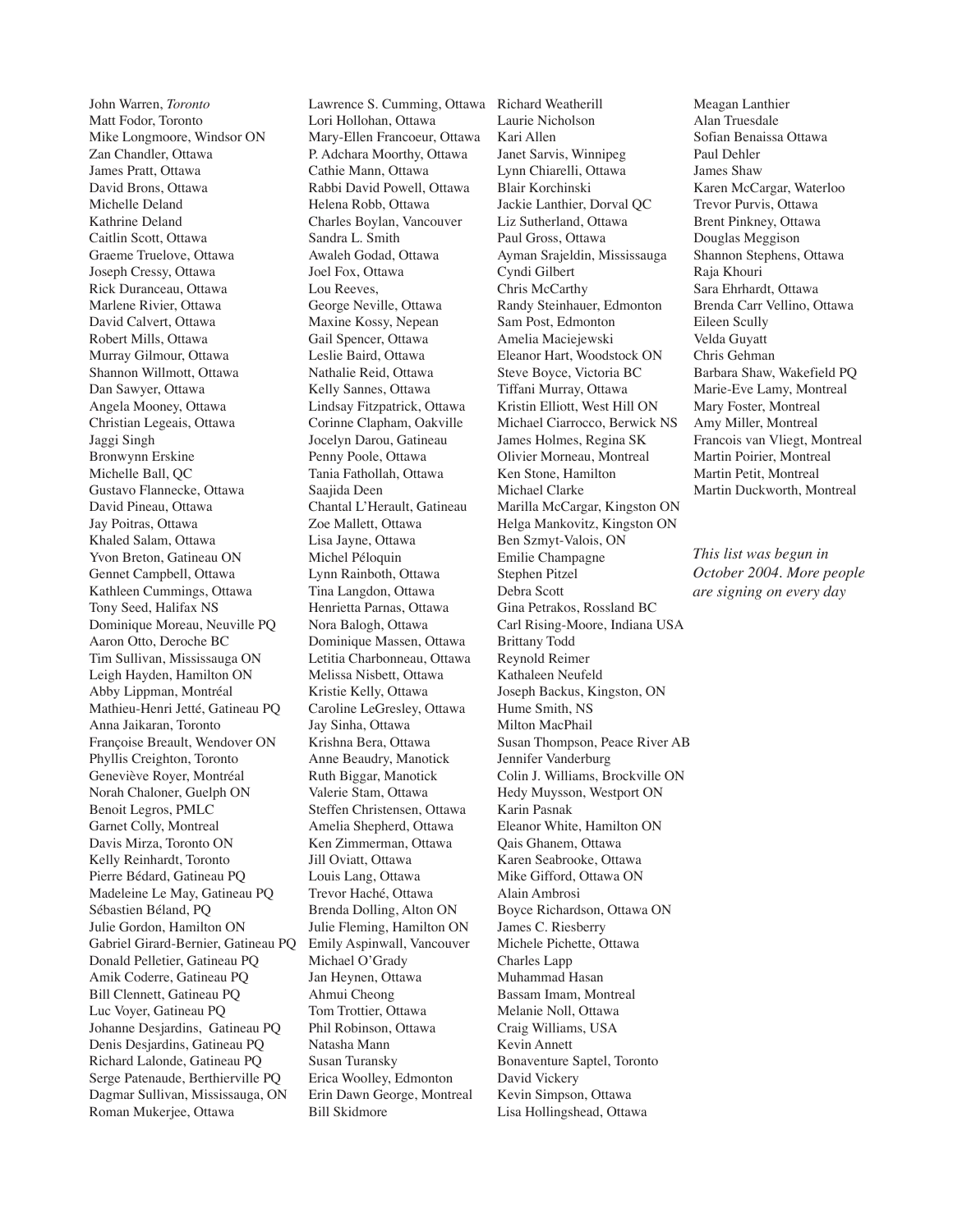John Warren, *Toronto*
Matt Fodor, Toronto
Mike Longmoore, Windsor ON
Zan Chandler, Ottawa
James Pratt, Ottawa
David Brons, Ottawa
Michelle Deland
Kathrine Deland
Caitlin Scott, Ottawa
Graeme Truelove, Ottawa
Joseph Cressy, Ottawa
Rick Duranceau, Ottawa
Marlene Rivier, Ottawa
David Calvert, Ottawa
Robert Mills, Ottawa
Murray Gilmour, Ottawa
Shannon Willmott, Ottawa
Dan Sawyer, Ottawa
Angela Mooney, Ottawa
Christian Legeais, Ottawa
Jaggi Singh
Bronwynn Erskine
Michelle Ball, QC
Gustavo Flannecke, Ottawa
David Pineau, Ottawa
Jay Poitras, Ottawa
Khaled Salam, Ottawa
Yvon Breton, Gatineau ON
Gennet Campbell, Ottawa
Kathleen Cummings, Ottawa
Tony Seed, Halifax NS
Dominique Moreau, Neuville PQ
Aaron Otto, Deroche BC
Tim Sullivan, Mississauga ON
Leigh Hayden, Hamilton ON
Abby Lippman, Montréal
Mathieu-Henri Jetté, Gatineau PQ
Anna Jaikaran, Toronto
Françoise Breault, Wendover ON
Phyllis Creighton, Toronto
Geneviève Royer, Montréal
Norah Chaloner, Guelph ON
Benoit Legros, PMLC
Garnet Colly, Montreal
Davis Mirza, Toronto ON
Kelly Reinhardt, Toronto
Pierre Bédard, Gatineau PQ
Madeleine Le May, Gatineau PQ
Sébastien Béland, PQ
Julie Gordon, Hamilton ON
Gabriel Girard-Bernier, Gatineau PQ
Donald Pelletier, Gatineau PQ
Amik Coderre, Gatineau PQ
Bill Clennett, Gatineau PQ
Luc Voyer, Gatineau PQ
Johanne Desjardins, Gatineau PQ
Denis Desjardins, Gatineau PQ
Richard Lalonde, Gatineau PQ
Serge Patenaude, Berthierville PQ
Dagmar Sullivan, Mississauga, ON
Roman Mukerjee, Ottawa

Lawrence S. Cumming, Ottawa
Lori Hollohan, Ottawa
Mary-Ellen Francoeur, Ottawa
P. Adchara Moorthy, Ottawa
Cathie Mann, Ottawa
Rabbi David Powell, Ottawa
Helena Robb, Ottawa
Charles Boylan, Vancouver
Sandra L. Smith
Awaleh Godad, Ottawa
Joel Fox, Ottawa
Lou Reeves,
George Neville, Ottawa
Maxine Kossy, Nepean
Gail Spencer, Ottawa
Leslie Baird, Ottawa
Nathalie Reid, Ottawa
Kelly Sannes, Ottawa
Lindsay Fitzpatrick, Ottawa
Corinne Clapham, Oakville
Jocelyn Darou, Gatineau
Penny Poole, Ottawa
Tania Fathollah, Ottawa
Saajida Deen
Chantal L'Herault, Gatineau
Zoe Mallett, Ottawa
Lisa Jayne, Ottawa
Michel Péloquin
Lynn Rainboth, Ottawa
Tina Langdon, Ottawa
Henrietta Parnas, Ottawa
Nora Balogh, Ottawa
Dominique Massen, Ottawa
Letitia Charbonneau, Ottawa
Melissa Nisbett, Ottawa
Kristie Kelly, Ottawa
Caroline LeGresley, Ottawa
Jay Sinha, Ottawa
Krishna Bera, Ottawa
Anne Beaudry, Manotick
Ruth Biggar, Manotick
Valerie Stam, Ottawa
Steffen Christensen, Ottawa
Amelia Shepherd, Ottawa
Ken Zimmerman, Ottawa
Jill Oviatt, Ottawa
Louis Lang, Ottawa
Trevor Haché, Ottawa
Brenda Dolling, Alton ON
Julie Fleming, Hamilton ON
Emily Aspinwall, Vancouver
Michael O'Grady
Jan Heynen, Ottawa
Ahmui Cheong
Tom Trottier, Ottawa
Phil Robinson, Ottawa
Natasha Mann
Susan Turansky
Erica Woolley, Edmonton
Erin Dawn George, Montreal
Bill Skidmore

Richard Weatherill
Laurie Nicholson
Kari Allen
Janet Sarvis, Winnipeg
Lynn Chiarelli, Ottawa
Blair Korchinski
Jackie Lanthier, Dorval QC
Liz Sutherland, Ottawa
Paul Gross, Ottawa
Ayman Srajeldin, Mississauga
Cyndi Gilbert
Chris McCarthy
Randy Steinhauer, Edmonton
Sam Post, Edmonton
Amelia Maciejewski
Eleanor Hart, Woodstock ON
Steve Boyce, Victoria BC
Tiffani Murray, Ottawa
Kristin Elliott, West Hill ON
Michael Ciarrocco, Berwick NS
James Holmes, Regina SK
Olivier Morneau, Montreal
Ken Stone, Hamilton
Michael Clarke
Marilla McCargar, Kingston ON
Helga Mankovitz, Kingston ON
Ben Szmyt-Valois, ON
Emilie Champagne
Stephen Pitzel
Debra Scott
Gina Petrakos, Rossland BC
Carl Rising-Moore, Indiana USA
Brittany Todd
Reynold Reimer
Kathaleen Neufeld
Joseph Backus, Kingston, ON
Hume Smith, NS
Milton MacPhail
Susan Thompson, Peace River AB
Jennifer Vanderburg
Colin J. Williams, Brockville ON
Hedy Muysson, Westport ON
Karin Pasnak
Eleanor White, Hamilton ON
Qais Ghanem, Ottawa
Karen Seabrooke, Ottawa
Mike Gifford, Ottawa ON
Alain Ambrosi
Boyce Richardson, Ottawa ON
James C. Riesberry
Michele Pichette, Ottawa
Charles Lapp
Muhammad Hasan
Bassam Imam, Montreal
Melanie Noll, Ottawa
Craig Williams, USA
Kevin Annett
Bonaventure Saptel, Toronto
David Vickery
Kevin Simpson, Ottawa
Lisa Hollingshead, Ottawa

Meagan Lanthier
Alan Truesdale
Sofian Benaissa Ottawa
Paul Dehler
James Shaw
Karen McCargar, Waterloo
Trevor Purvis, Ottawa
Brent Pinkney, Ottawa
Douglas Meggison
Shannon Stephens, Ottawa
Raja Khouri
Sara Ehrhardt, Ottawa
Brenda Carr Vellino, Ottawa
Eileen Scully
Velda Guyatt
Chris Gehman
Barbara Shaw, Wakefield PQ
Marie-Eve Lamy, Montreal
Mary Foster, Montreal
Amy Miller, Montreal
Francois van Vliegt, Montreal
Martin Poirier, Montreal
Martin Petit, Montreal
Martin Duckworth, Montreal

*This list was begun in October 2004. More people are signing on every day*